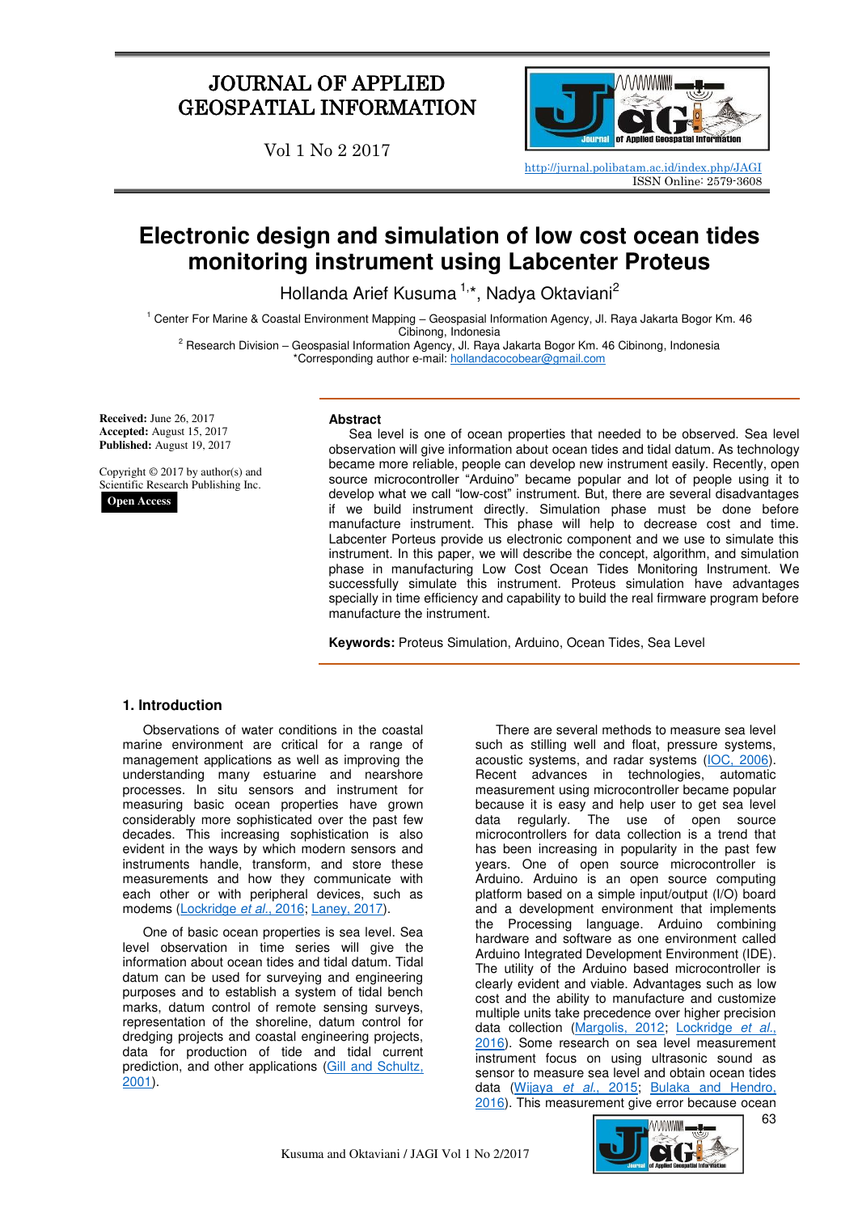# Electronic design and simulation of low cost ocean tides monitoring instrument using Labcenter Proteus

Hollanda Arief Kusuma [1,*], Nadya Oktaviani[2]

[1] Center For Marine & Coastal Environment Mapping – Geospasial Information Agency, Jl. Raya Jakarta Bogor Km. 46 Cibinong, Indonesia

[2] Research Division – Geospasial Information Agency, Jl. Raya Jakarta Bogor Km. 46 Cibinong, Indonesia

*Corresponding author e-mail: hollandacocobear@gmail.com

**Received:** June 26, 2017
**Accepted:** August 15, 2017
**Published:** August 19, 2017

Copyright © 2017 by author(s) and Scientific Research Publishing Inc.

**Open Access**

## Abstract

Sea level is one of ocean properties that needed to be observed. Sea level observation will give information about ocean tides and tidal datum. As technology became more reliable, people can develop new instrument easily. Recently, open source microcontroller "Arduino" became popular and lot of people using it to develop what we call "low-cost" instrument. But, there are several disadvantages if we build instrument directly. Simulation phase must be done before manufacture instrument. This phase will help to decrease cost and time. Labcenter Porteus provide us electronic component and we use to simulate this instrument. In this paper, we will describe the concept, algorithm, and simulation phase in manufacturing Low Cost Ocean Tides Monitoring Instrument. We successfully simulate this instrument. Proteus simulation have advantages specially in time efficiency and capability to build the real firmware program before manufacture the instrument.

**Keywords:** Proteus Simulation, Arduino, Ocean Tides, Sea Level

## 1. Introduction

Observations of water conditions in the coastal marine environment are critical for a range of management applications as well as improving the understanding many estuarine and nearshore processes. In situ sensors and instrument for measuring basic ocean properties have grown considerably more sophisticated over the past few decades. This increasing sophistication is also evident in the ways by which modern sensors and instruments handle, transform, and store these measurements and how they communicate with each other or with peripheral devices, such as modems (Lockridge *et al.*, 2016; Laney, 2017).

One of basic ocean properties is sea level. Sea level observation in time series will give the information about ocean tides and tidal datum. Tidal datum can be used for surveying and engineering purposes and to establish a system of tidal bench marks, datum control of remote sensing surveys, representation of the shoreline, datum control for dredging projects and coastal engineering projects, data for production of tide and tidal current prediction, and other applications (Gill and Schultz, 2001).

There are several methods to measure sea level such as stilling well and float, pressure systems, acoustic systems, and radar systems (IOC, 2006). Recent advances in technologies, automatic measurement using microcontroller became popular because it is easy and help user to get sea level data regularly. The use of open source microcontrollers for data collection is a trend that has been increasing in popularity in the past few years. One of open source microcontroller is Arduino. Arduino is an open source computing platform based on a simple input/output (I/O) board and a development environment that implements the Processing language. Arduino combining hardware and software as one environment called Arduino Integrated Development Environment (IDE). The utility of the Arduino based microcontroller is clearly evident and viable. Advantages such as low cost and the ability to manufacture and customize multiple units take precedence over higher precision data collection (Margolis, 2012; Lockridge *et al.*, 2016). Some research on sea level measurement instrument focus on using ultrasonic sound as sensor to measure sea level and obtain ocean tides data (Wijaya *et al.*, 2015; Bulaka and Hendro, 2016). This measurement give error because ocean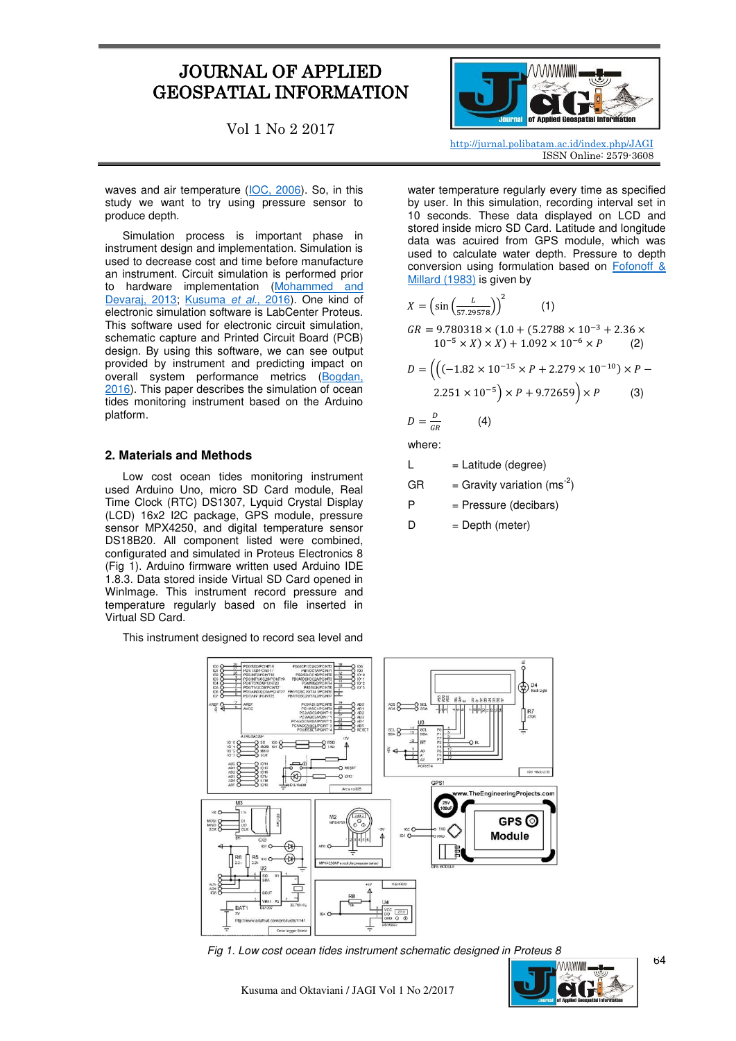waves and air temperature (IOC, 2006). So, in this study we want to try using pressure sensor to produce depth.

Simulation process is important phase in instrument design and implementation. Simulation is used to decrease cost and time before manufacture an instrument. Circuit simulation is performed prior to hardware implementation (Mohammed and Devaraj, 2013; Kusuma *et al.*, 2016). One kind of electronic simulation software is LabCenter Proteus. This software used for electronic circuit simulation, schematic capture and Printed Circuit Board (PCB) design. By using this software, we can see output provided by instrument and predicting impact on overall system performance metrics (Bogdan, 2016). This paper describes the simulation of ocean tides monitoring instrument based on the Arduino platform.

## 2. Materials and Methods

Low cost ocean tides monitoring instrument used Arduino Uno, micro SD Card module, Real Time Clock (RTC) DS1307, Lyquid Crystal Display (LCD) 16x2 I2C package, GPS module, pressure sensor MPX4250, and digital temperature sensor DS18B20. All component listed were combined, configurated and simulated in Proteus Electronics 8 (Fig 1). Arduino firmware written used Arduino IDE 1.8.3. Data stored inside Virtual SD Card opened in WinImage. This instrument record pressure and temperature regularly based on file inserted in Virtual SD Card.

This instrument designed to record sea level and water temperature regularly every time as specified by user. In this simulation, recording interval set in 10 seconds. These data displayed on LCD and stored inside micro SD Card. Latitude and longitude data was acuired from GPS module, which was used to calculate water depth. Pressure to depth conversion using formulation based on Fofonoff & Millard (1983) is given by

$$X = \left(\sin\left(\frac{L}{57.29578}\right)\right)^2 \quad (1)$$

$$GR = 9.780318 \times (1.0 + (5.2788 \times 10^{-3} + 2.36 \times 10^{-5} \times X) \times X) + 1.092 \times 10^{-6} \times P \quad (2)$$

$$D = \left(\left((-1.82 \times 10^{-15} \times P + 2.279 \times 10^{-10}) \times P - 2.251 \times 10^{-5}\right) \times P + 9.72659\right) \times P \quad (3)$$

$$D = \frac{D}{GR} \quad (4)$$

where:

L = Latitude (degree)

GR = Gravity variation ($ms^{-2}$)

P = Pressure (decibars)

D = Depth (meter)

Fig 1. Low cost ocean tides instrument schematic designed in Proteus 8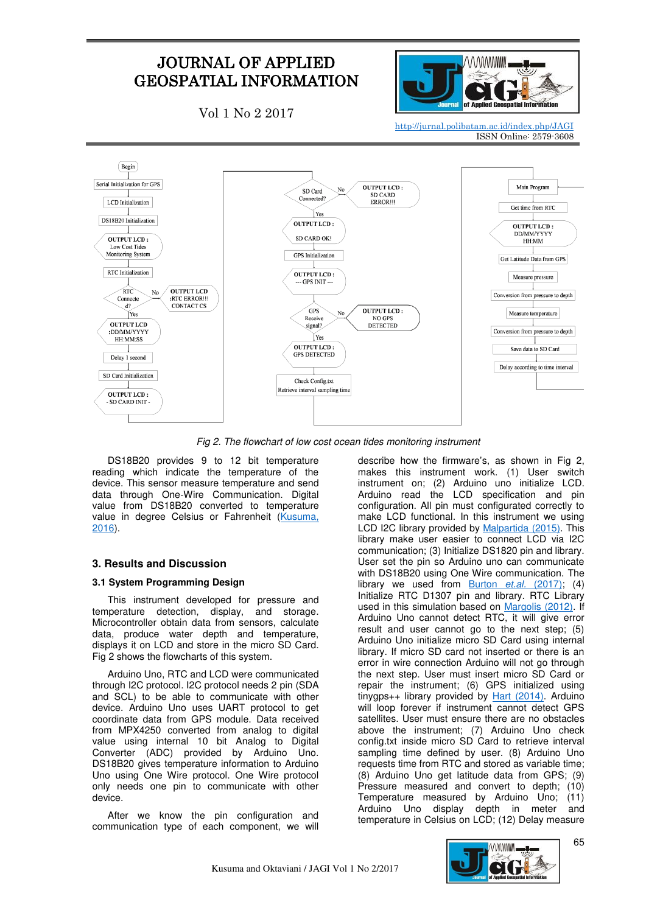Fig 2. The flowchart of low cost ocean tides monitoring instrument

DS18B20 provides 9 to 12 bit temperature reading which indicate the temperature of the device. This sensor measure temperature and send data through One-Wire Communication. Digital value from DS18B20 converted to temperature value in degree Celsius or Fahrenheit (Kusuma, 2016).

## 3. Results and Discussion

### 3.1 System Programming Design

This instrument developed for pressure and temperature detection, display, and storage. Microcontroller obtain data from sensors, calculate data, produce water depth and temperature, displays it on LCD and store in the micro SD Card. Fig 2 shows the flowcharts of this system.

Arduino Uno, RTC and LCD were communicated through I2C protocol. I2C protocol needs 2 pin (SDA and SCL) to be able to communicate with other device. Arduino Uno uses UART protocol to get coordinate data from GPS module. Data received from MPX4250 converted from analog to digital value using internal 10 bit Analog to Digital Converter (ADC) provided by Arduino Uno. DS18B20 gives temperature information to Arduino Uno using One Wire protocol. One Wire protocol only needs one pin to communicate with other device.

After we know the pin configuration and communication type of each component, we will describe how the firmware's, as shown in Fig 2, makes this instrument work. (1) User switch instrument on; (2) Arduino uno initialize LCD. Arduino read the LCD specification and pin configuration. All pin must configurated correctly to make LCD functional. In this instrument we using LCD I2C library provided by Malpartida (2015). This library make user easier to connect LCD via I2C communication; (3) Initialize DS1820 pin and library. User set the pin so Arduino uno can communicate with DS18B20 using One Wire communication. The library we used from Burton *et.al.* (2017); (4) Initialize RTC D1307 pin and library. RTC Library used in this simulation based on Margolis (2012). If Arduino Uno cannot detect RTC, it will give error result and user cannot go to the next step; (5) Arduino Uno initialize micro SD Card using internal library. If micro SD card not inserted or there is an error in wire connection Arduino will not go through the next step. User must insert micro SD Card or repair the instrument; (6) GPS initialized using tinygps++ library provided by Hart (2014). Arduino will loop forever if instrument cannot detect GPS satellites. User must ensure there are no obstacles above the instrument; (7) Arduino Uno check config.txt inside micro SD Card to retrieve interval sampling time defined by user. (8) Arduino Uno requests time from RTC and stored as variable time; (8) Arduino Uno get latitude data from GPS; (9) Pressure measured and convert to depth; (10) Temperature measured by Arduino Uno; (11) Arduino Uno display depth in meter and temperature in Celsius on LCD; (12) Delay measure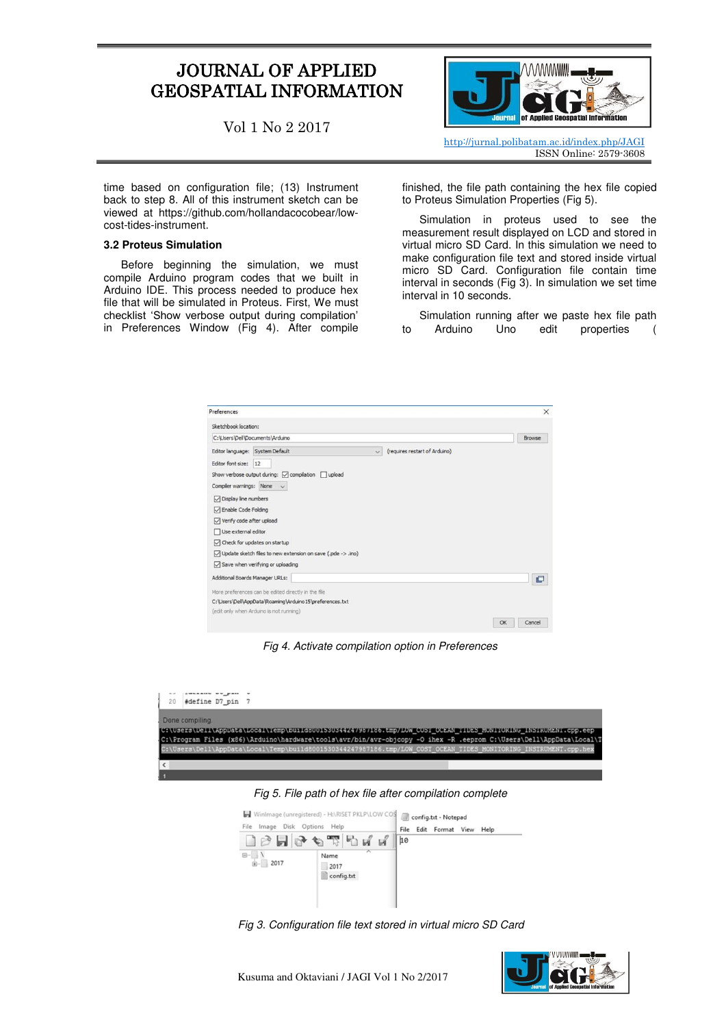time based on configuration file; (13) Instrument back to step 8. All of this instrument sketch can be viewed at https://github.com/hollandacocobear/low-cost-tides-instrument.

### 3.2 Proteus Simulation

Before beginning the simulation, we must compile Arduino program codes that we built in Arduino IDE. This process needed to produce hex file that will be simulated in Proteus. First, We must checklist 'Show verbose output during compilation' in Preferences Window (Fig 4). After compile finished, the file path containing the hex file copied to Proteus Simulation Properties (Fig 5).

Simulation in proteus used to see the measurement result displayed on LCD and stored in virtual micro SD Card. In this simulation we need to make configuration file text and stored inside virtual micro SD Card. Configuration file contain time interval in seconds (Fig 3). In simulation we set time interval in 10 seconds.

Simulation running after we paste hex file path to Arduino Uno edit properties (

*Fig 4. Activate compilation option in Preferences*

*Fig 5. File path of hex file after compilation complete*

*Fig 3. Configuration file text stored in virtual micro SD Card*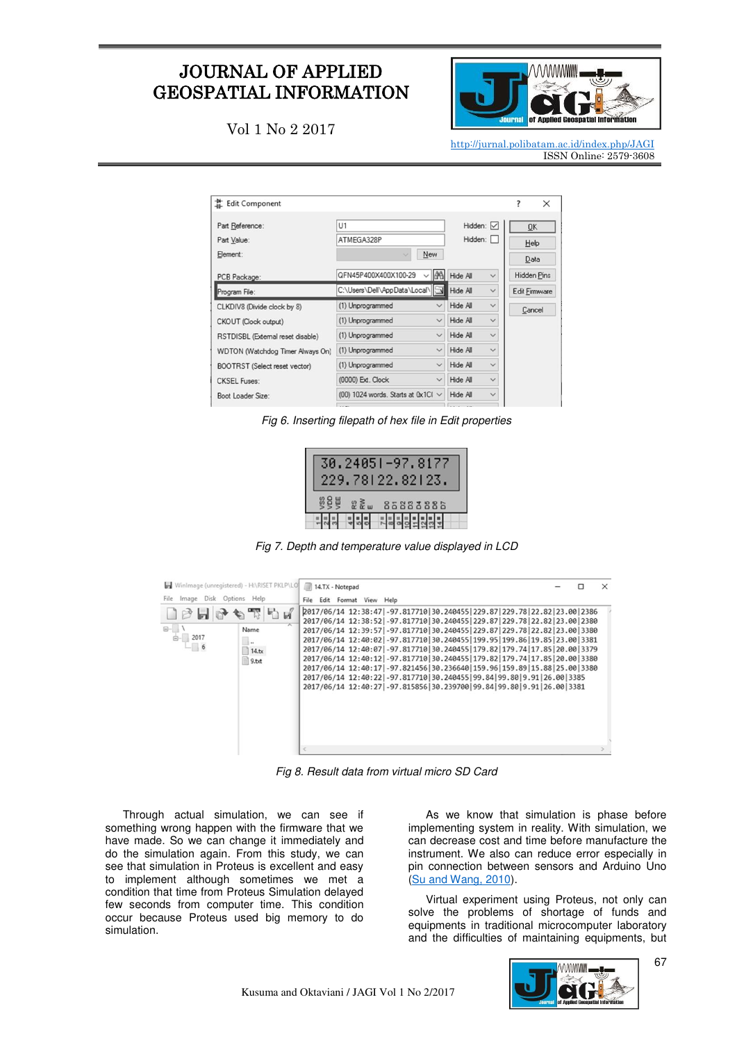Fig 6. Inserting filepath of hex file in Edit properties

Fig 7. Depth and temperature value displayed in LCD

Fig 8. Result data from virtual micro SD Card

Through actual simulation, we can see if something wrong happen with the firmware that we have made. So we can change it immediately and do the simulation again. From this study, we can see that simulation in Proteus is excellent and easy to implement although sometimes we met a condition that time from Proteus Simulation delayed few seconds from computer time. This condition occur because Proteus used big memory to do simulation.

As we know that simulation is phase before implementing system in reality. With simulation, we can decrease cost and time before manufacture the instrument. We also can reduce error especially in pin connection between sensors and Arduino Uno (Su and Wang, 2010).

Virtual experiment using Proteus, not only can solve the problems of shortage of funds and equipments in traditional microcomputer laboratory and the difficulties of maintaining equipments, but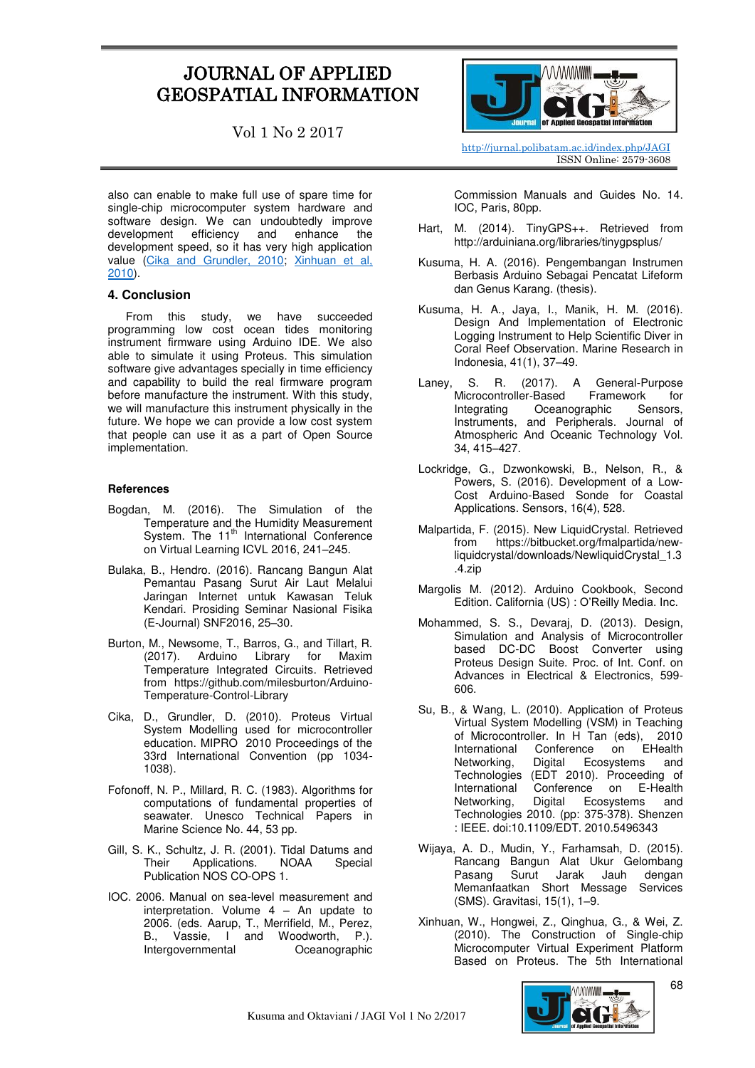also can enable to make full use of spare time for single-chip microcomputer system hardware and software design. We can undoubtedly improve development efficiency and enhance the development speed, so it has very high application value (Cika and Grundler, 2010; Xinhuan et al, 2010).

### 4. Conclusion

From this study, we have succeeded programming low cost ocean tides monitoring instrument firmware using Arduino IDE. We also able to simulate it using Proteus. This simulation software give advantages specially in time efficiency and capability to build the real firmware program before manufacture the instrument. With this study, we will manufacture this instrument physically in the future. We hope we can provide a low cost system that people can use it as a part of Open Source implementation.

### References

Bogdan, M. (2016). The Simulation of the Temperature and the Humidity Measurement System. The 11th International Conference on Virtual Learning ICVL 2016, 241–245.

Bulaka, B., Hendro. (2016). Rancang Bangun Alat Pemantau Pasang Surut Air Laut Melalui Jaringan Internet untuk Kawasan Teluk Kendari. Prosiding Seminar Nasional Fisika (E-Journal) SNF2016, 25–30.

Burton, M., Newsome, T., Barros, G., and Tillart, R. (2017). Arduino Library for Maxim Temperature Integrated Circuits. Retrieved from https://github.com/milesburton/Arduino-Temperature-Control-Library

Cika, D., Grundler, D. (2010). Proteus Virtual System Modelling used for microcontroller education. MIPRO 2010 Proceedings of the 33rd International Convention (pp 1034-1038).

Fofonoff, N. P., Millard, R. C. (1983). Algorithms for computations of fundamental properties of seawater. Unesco Technical Papers in Marine Science No. 44, 53 pp.

Gill, S. K., Schultz, J. R. (2001). Tidal Datums and Their Applications. NOAA Special Publication NOS CO-OPS 1.

IOC. 2006. Manual on sea-level measurement and interpretation. Volume 4 – An update to 2006. (eds. Aarup, T., Merrifield, M., Perez, B., Vassie, I and Woodworth, P.). Intergovernmental Oceanographic Commission Manuals and Guides No. 14. IOC, Paris, 80pp.

Hart, M. (2014). TinyGPS++. Retrieved from http://arduiniana.org/libraries/tinygpsplus/

Kusuma, H. A. (2016). Pengembangan Instrumen Berbasis Arduino Sebagai Pencatat Lifeform dan Genus Karang. (thesis).

Kusuma, H. A., Jaya, I., Manik, H. M. (2016). Design And Implementation of Electronic Logging Instrument to Help Scientific Diver in Coral Reef Observation. Marine Research in Indonesia, 41(1), 37–49.

Laney, S. R. (2017). A General-Purpose Microcontroller-Based Framework for Integrating Oceanographic Sensors, Instruments, and Peripherals. Journal of Atmospheric And Oceanic Technology Vol. 34, 415–427.

Lockridge, G., Dzwonkowski, B., Nelson, R., & Powers, S. (2016). Development of a Low-Cost Arduino-Based Sonde for Coastal Applications. Sensors, 16(4), 528.

Malpartida, F. (2015). New LiquidCrystal. Retrieved from https://bitbucket.org/fmalpartida/new-liquidcrystal/downloads/NewliquidCrystal_1.3.4.zip

Margolis M. (2012). Arduino Cookbook, Second Edition. California (US) : O'Reilly Media. Inc.

Mohammed, S. S., Devaraj, D. (2013). Design, Simulation and Analysis of Microcontroller based DC-DC Boost Converter using Proteus Design Suite. Proc. of Int. Conf. on Advances in Electrical & Electronics, 599-606.

Su, B., & Wang, L. (2010). Application of Proteus Virtual System Modelling (VSM) in Teaching of Microcontroller. In H Tan (eds), 2010 International Conference on EHealth Networking, Digital Ecosystems and Technologies (EDT 2010). Proceeding of International Conference on E-Health Networking, Digital Ecosystems and Technologies 2010. (pp: 375-378). Shenzen : IEEE. doi:10.1109/EDT. 2010.5496343

Wijaya, A. D., Mudin, Y., Farhamsah, D. (2015). Rancang Bangun Alat Ukur Gelombang Pasang Surut Jarak Jauh dengan Memanfaatkan Short Message Services (SMS). Gravitasi, 15(1), 1–9.

Xinhuan, W., Hongwei, Z., Qinghua, G., & Wei, Z. (2010). The Construction of Single-chip Microcomputer Virtual Experiment Platform Based on Proteus. The 5th International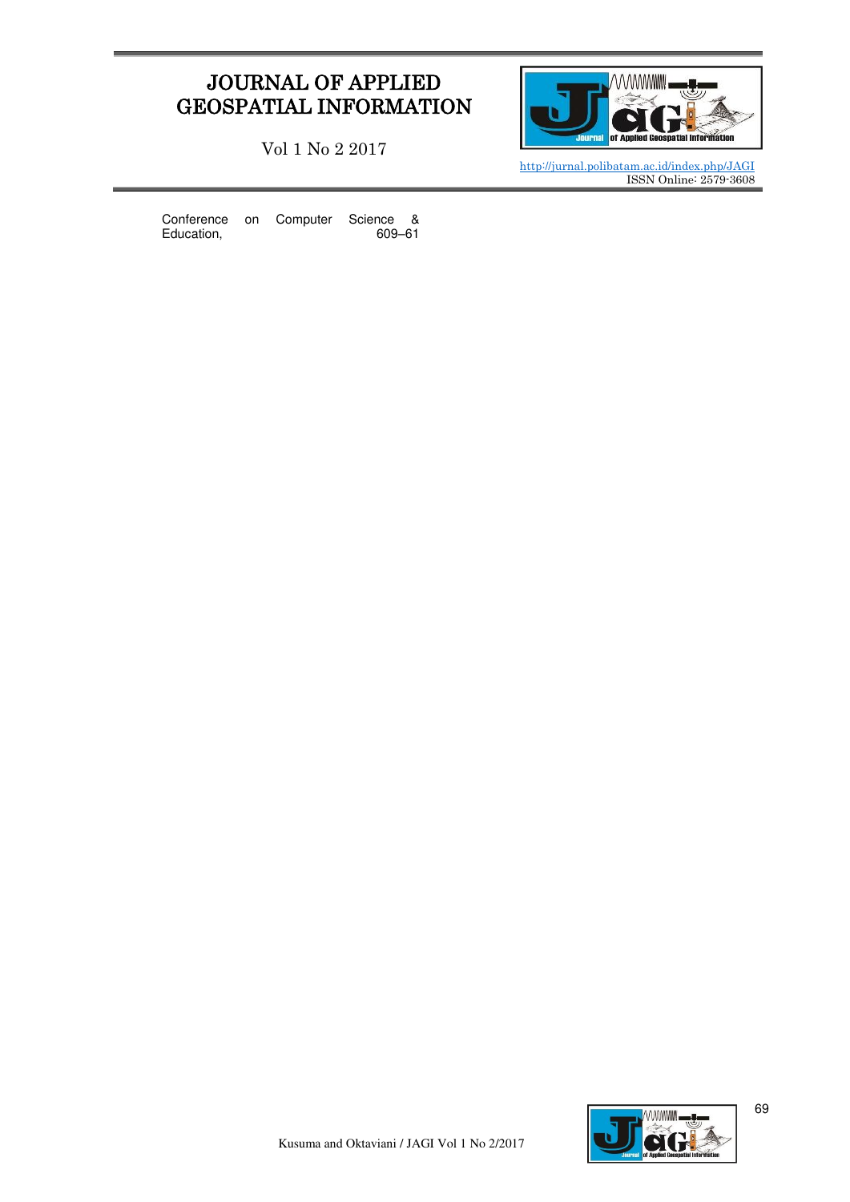Conference on Computer Science & Education, 609–61